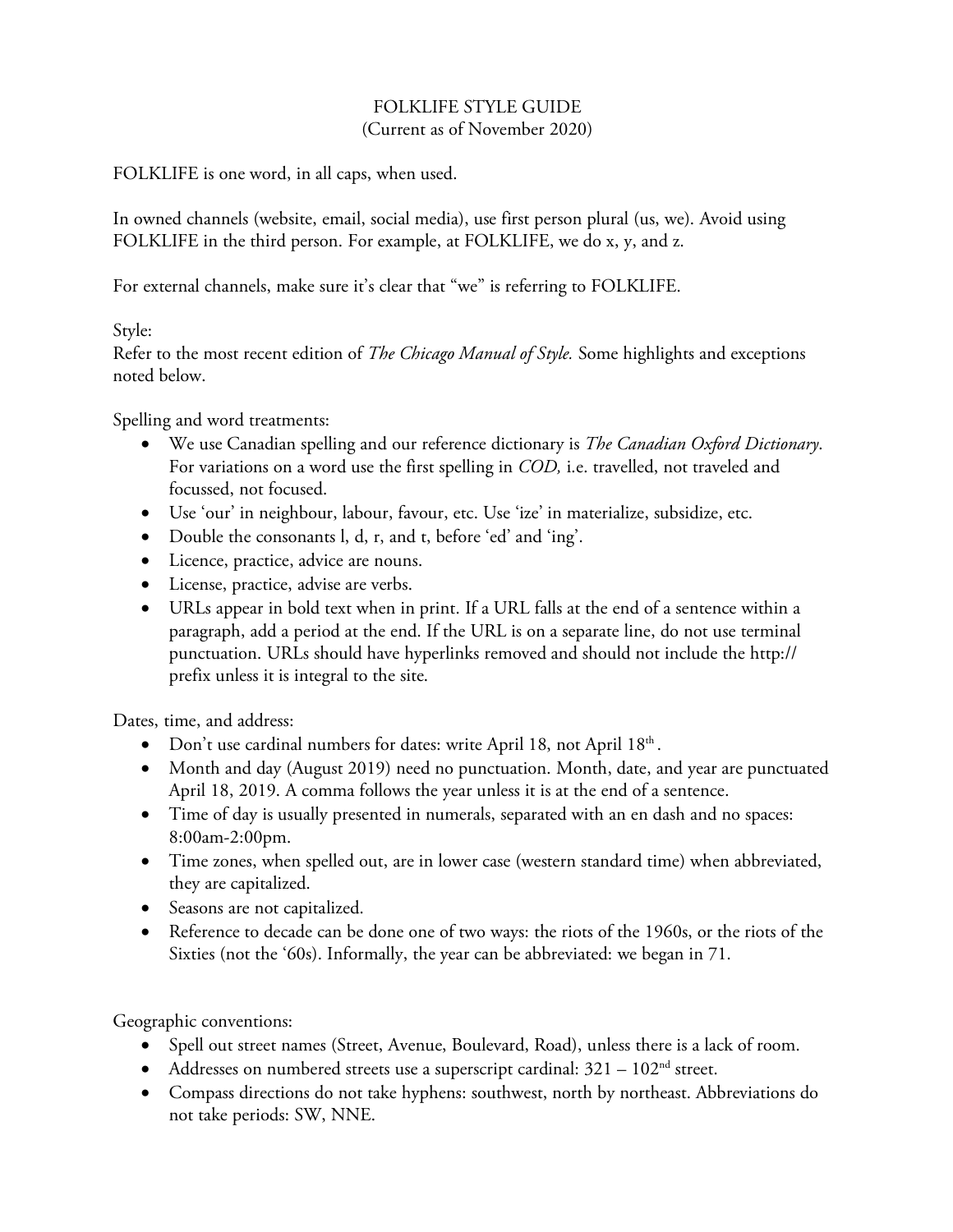# FOLKLIFE STYLE GUIDE

(Current as of November 2020)

FOLKLIFE is one word, in all caps, when used.

In owned channels (website, email, social media), use first person plural (us, we). Avoid using FOLKLIFE in the third person. For example, at FOLKLIFE, we do x, y, and z.

For external channels, make sure it's clear that "we" is referring to FOLKLIFE.

Style:

Refer to the most recent edition of *The Chicago Manual of Style.* Some highlights and exceptions noted below.

Spelling and word treatments:

- We use Canadian spelling and our reference dictionary is *The Canadian Oxford Dictionary*. For variations on a word use the first spelling in *COD,* i.e. travelled, not traveled and focussed, not focused.
- Use 'our' in neighbour, labour, favour, etc. Use 'ize' in materialize, subsidize, etc.
- Double the consonants l, d, r, and t, before 'ed' and 'ing'.
- Licence, practice, advice are nouns.
- License, practice, advise are verbs.
- URLs appear in bold text when in print. If a URL falls at the end of a sentence within a paragraph, add a period at the end. If the URL is on a separate line, do not use terminal punctuation. URLs should have hyperlinks removed and should not include the http:// prefix unless it is integral to the site.

Dates, time, and address:

- Don't use cardinal numbers for dates: write April 18, not April 18$^{th}$.
- Month and day (August 2019) need no punctuation. Month, date, and year are punctuated April 18, 2019. A comma follows the year unless it is at the end of a sentence.
- Time of day is usually presented in numerals, separated with an en dash and no spaces: 8:00am-2:00pm.
- Time zones, when spelled out, are in lower case (western standard time) when abbreviated, they are capitalized.
- Seasons are not capitalized.
- Reference to decade can be done one of two ways: the riots of the 1960s, or the riots of the Sixties (not the '60s). Informally, the year can be abbreviated: we began in 71.

Geographic conventions:

- Spell out street names (Street, Avenue, Boulevard, Road), unless there is a lack of room.
- Addresses on numbered streets use a superscript cardinal: 321 – 102$^{nd}$ street.
- Compass directions do not take hyphens: southwest, north by northeast. Abbreviations do not take periods: SW, NNE.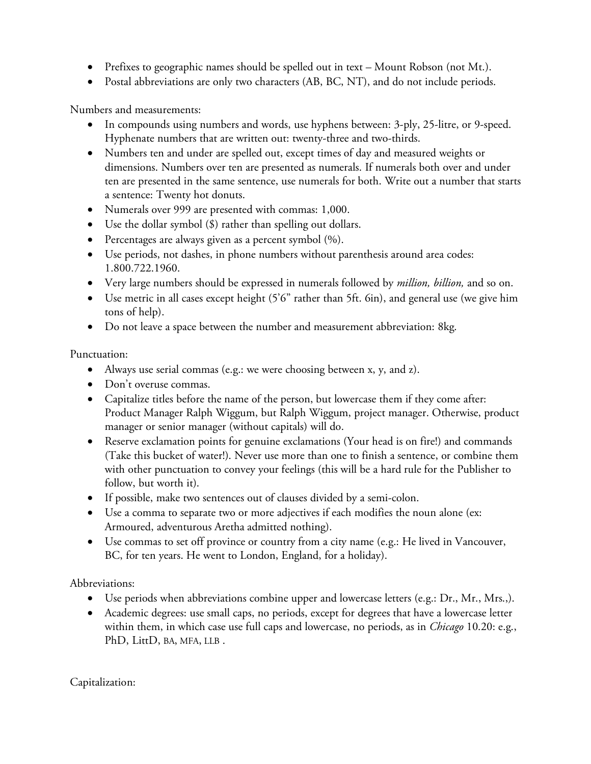- Prefixes to geographic names should be spelled out in text – Mount Robson (not Mt.).
- Postal abbreviations are only two characters (AB, BC, NT), and do not include periods.

Numbers and measurements:

- In compounds using numbers and words, use hyphens between: 3-ply, 25-litre, or 9-speed. Hyphenate numbers that are written out: twenty-three and two-thirds.
- Numbers ten and under are spelled out, except times of day and measured weights or dimensions. Numbers over ten are presented as numerals. If numerals both over and under ten are presented in the same sentence, use numerals for both. Write out a number that starts a sentence: Twenty hot donuts.
- Numerals over 999 are presented with commas: 1,000.
- Use the dollar symbol ($) rather than spelling out dollars.
- Percentages are always given as a percent symbol (%).
- Use periods, not dashes, in phone numbers without parenthesis around area codes: 1.800.722.1960.
- Very large numbers should be expressed in numerals followed by *million, billion,* and so on.
- Use metric in all cases except height (5'6" rather than 5ft. 6in), and general use (we give him tons of help).
- Do not leave a space between the number and measurement abbreviation: 8kg.

Punctuation:

- Always use serial commas (e.g.: we were choosing between x, y, and z).
- Don't overuse commas.
- Capitalize titles before the name of the person, but lowercase them if they come after: Product Manager Ralph Wiggum, but Ralph Wiggum, project manager. Otherwise, product manager or senior manager (without capitals) will do.
- Reserve exclamation points for genuine exclamations (Your head is on fire!) and commands (Take this bucket of water!). Never use more than one to finish a sentence, or combine them with other punctuation to convey your feelings (this will be a hard rule for the Publisher to follow, but worth it).
- If possible, make two sentences out of clauses divided by a semi-colon.
- Use a comma to separate two or more adjectives if each modifies the noun alone (ex: Armoured, adventurous Aretha admitted nothing).
- Use commas to set off province or country from a city name (e.g.: He lived in Vancouver, BC, for ten years. He went to London, England, for a holiday).

Abbreviations:

- Use periods when abbreviations combine upper and lowercase letters (e.g.: Dr., Mr., Mrs.,).
- Academic degrees: use small caps, no periods, except for degrees that have a lowercase letter within them, in which case use full caps and lowercase, no periods, as in *Chicago* 10.20: e.g., PhD, LittD, BA, MFA, LLB .

Capitalization: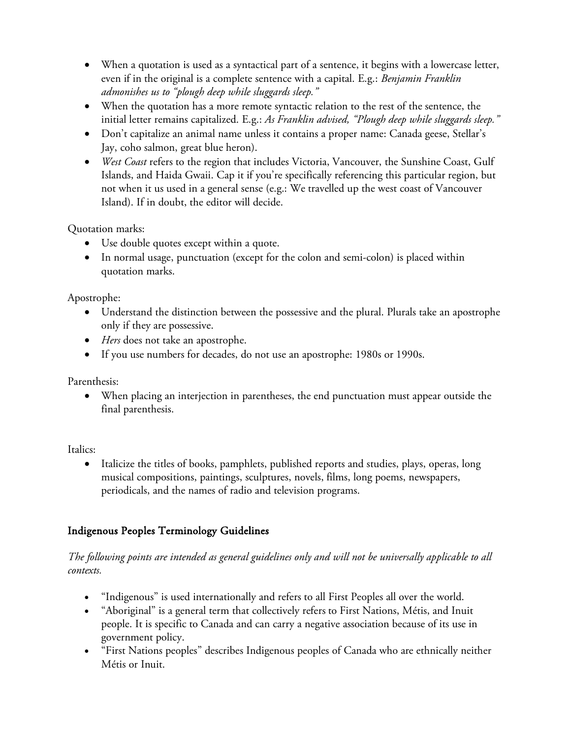- When a quotation is used as a syntactical part of a sentence, it begins with a lowercase letter, even if in the original is a complete sentence with a capital. E.g.: *Benjamin Franklin admonishes us to "plough deep while sluggards sleep."*
- When the quotation has a more remote syntactic relation to the rest of the sentence, the initial letter remains capitalized. E.g.: *As Franklin advised, "Plough deep while sluggards sleep."*
- Don't capitalize an animal name unless it contains a proper name: Canada geese, Stellar's Jay, coho salmon, great blue heron).
- *West Coast* refers to the region that includes Victoria, Vancouver, the Sunshine Coast, Gulf Islands, and Haida Gwaii. Cap it if you're specifically referencing this particular region, but not when it us used in a general sense (e.g.: We travelled up the west coast of Vancouver Island). If in doubt, the editor will decide.

Quotation marks:

- Use double quotes except within a quote.
- In normal usage, punctuation (except for the colon and semi-colon) is placed within quotation marks.

Apostrophe:

- Understand the distinction between the possessive and the plural. Plurals take an apostrophe only if they are possessive.
- *Hers* does not take an apostrophe.
- If you use numbers for decades, do not use an apostrophe: 1980s or 1990s.

Parenthesis:

- When placing an interjection in parentheses, the end punctuation must appear outside the final parenthesis.

Italics:

- Italicize the titles of books, pamphlets, published reports and studies, plays, operas, long musical compositions, paintings, sculptures, novels, films, long poems, newspapers, periodicals, and the names of radio and television programs.

## Indigenous Peoples Terminology Guidelines

*The following points are intended as general guidelines only and will not be universally applicable to all contexts.*

- "Indigenous" is used internationally and refers to all First Peoples all over the world.
- "Aboriginal" is a general term that collectively refers to First Nations, Métis, and Inuit people. It is specific to Canada and can carry a negative association because of its use in government policy.
- "First Nations peoples" describes Indigenous peoples of Canada who are ethnically neither Métis or Inuit.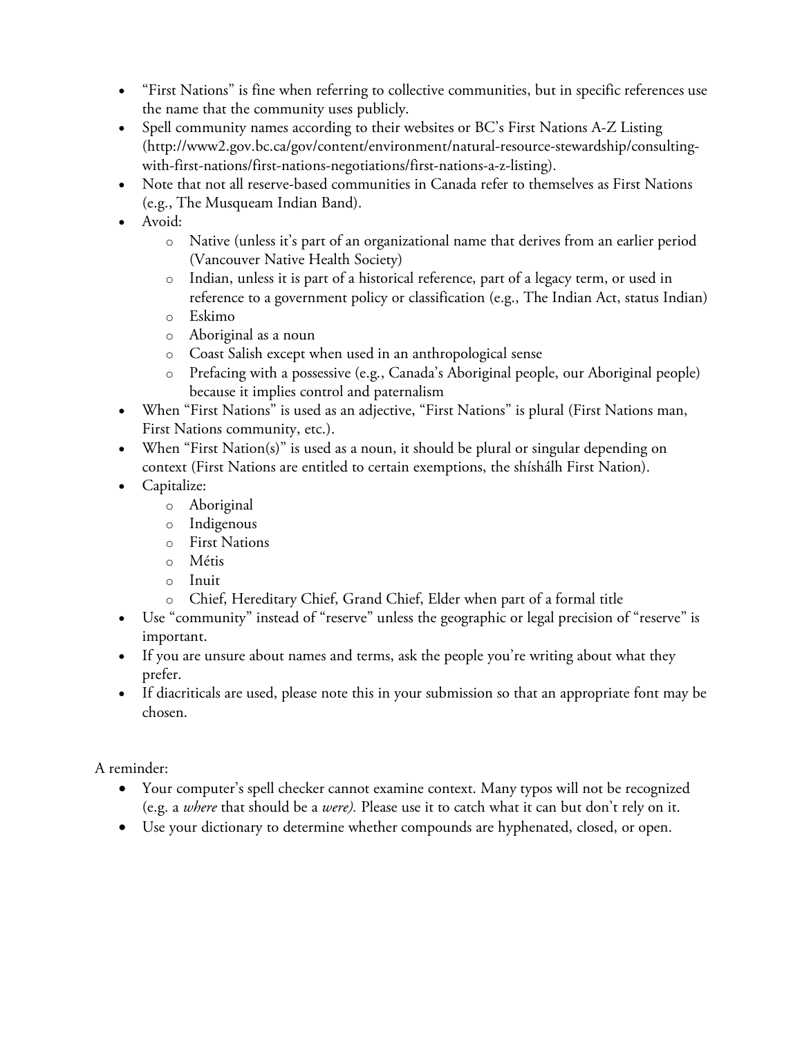- "First Nations" is fine when referring to collective communities, but in specific references use the name that the community uses publicly.
- Spell community names according to their websites or BC's First Nations A-Z Listing (http://www2.gov.bc.ca/gov/content/environment/natural-resource-stewardship/consulting-with-first-nations/first-nations-negotiations/first-nations-a-z-listing).
- Note that not all reserve-based communities in Canada refer to themselves as First Nations (e.g., The Musqueam Indian Band).
- Avoid:
  - Native (unless it's part of an organizational name that derives from an earlier period (Vancouver Native Health Society)
  - Indian, unless it is part of a historical reference, part of a legacy term, or used in reference to a government policy or classification (e.g., The Indian Act, status Indian)
  - Eskimo
  - Aboriginal as a noun
  - Coast Salish except when used in an anthropological sense
  - Prefacing with a possessive (e.g., Canada's Aboriginal people, our Aboriginal people) because it implies control and paternalism
- When "First Nations" is used as an adjective, "First Nations" is plural (First Nations man, First Nations community, etc.).
- When "First Nation(s)" is used as a noun, it should be plural or singular depending on context (First Nations are entitled to certain exemptions, the shíshálh First Nation).
- Capitalize:
  - Aboriginal
  - Indigenous
  - First Nations
  - Métis
  - Inuit
  - Chief, Hereditary Chief, Grand Chief, Elder when part of a formal title
- Use "community" instead of "reserve" unless the geographic or legal precision of "reserve" is important.
- If you are unsure about names and terms, ask the people you're writing about what they prefer.
- If diacriticals are used, please note this in your submission so that an appropriate font may be chosen.

A reminder:

- Your computer's spell checker cannot examine context. Many typos will not be recognized (e.g. a *where* that should be a *were).* Please use it to catch what it can but don't rely on it.
- Use your dictionary to determine whether compounds are hyphenated, closed, or open.